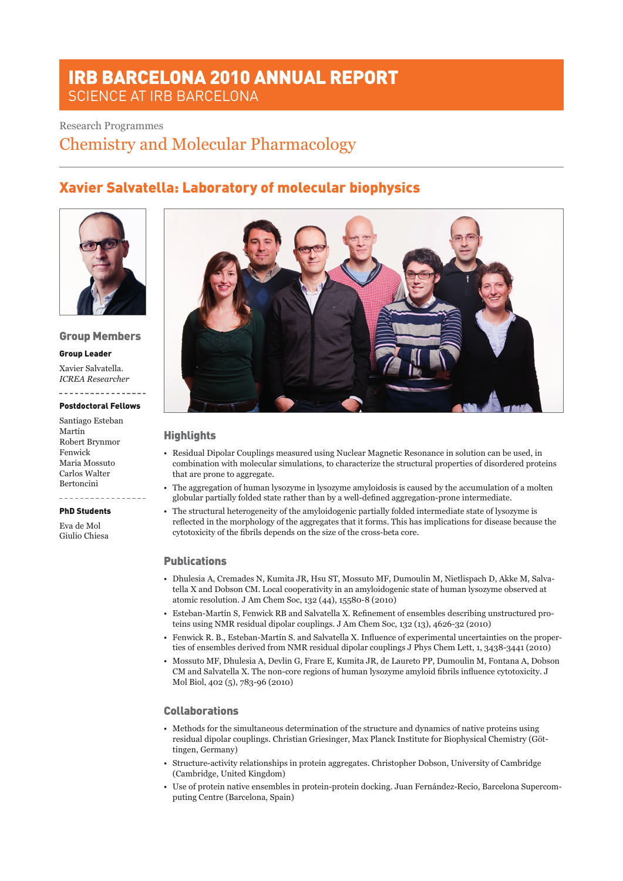# IRB BARCELONA 2010 ANNUAL REPORT
SCIENCE AT IRB BARCELONA

Research Programmes

## Chemistry and Molecular Pharmacology

## Xavier Salvatella: Laboratory of molecular biophysics

### Group Members

**Group Leader**

Xavier Salvatella.
*ICREA Researcher*

**Postdoctoral Fellows**

Santiago Esteban Martín
Robert Brynmor Fenwick
Maria Mossuto
Carlos Walter Bertoncini

**PhD Students**

Eva de Mol
Giulio Chiesa

### Highlights

- Residual Dipolar Couplings measured using Nuclear Magnetic Resonance in solution can be used, in combination with molecular simulations, to characterize the structural properties of disordered proteins that are prone to aggregate.
- The aggregation of human lysozyme in lysozyme amyloidosis is caused by the accumulation of a molten globular partially folded state rather than by a well-defined aggregation-prone intermediate.
- The structural heterogeneity of the amyloidogenic partially folded intermediate state of lysozyme is reflected in the morphology of the aggregates that it forms. This has implications for disease because the cytotoxicity of the fibrils depends on the size of the cross-beta core.

### Publications

- Dhulesia A, Cremades N, Kumita JR, Hsu ST, Mossuto MF, Dumoulin M, Nietlispach D, Akke M, Salvatella X and Dobson CM. Local cooperativity in an amyloidogenic state of human lysozyme observed at atomic resolution. J Am Chem Soc, 132 (44), 15580-8 (2010)
- Esteban-Martín S, Fenwick RB and Salvatella X. Refinement of ensembles describing unstructured proteins using NMR residual dipolar couplings. J Am Chem Soc, 132 (13), 4626-32 (2010)
- Fenwick R. B., Esteban-Martín S. and Salvatella X. Influence of experimental uncertainties on the properties of ensembles derived from NMR residual dipolar couplings J Phys Chem Lett, 1, 3438-3441 (2010)
- Mossuto MF, Dhulesia A, Devlin G, Frare E, Kumita JR, de Laureto PP, Dumoulin M, Fontana A, Dobson CM and Salvatella X. The non-core regions of human lysozyme amyloid fibrils influence cytotoxicity. J Mol Biol, 402 (5), 783-96 (2010)

### Collaborations

- Methods for the simultaneous determination of the structure and dynamics of native proteins using residual dipolar couplings. Christian Griesinger, Max Planck Institute for Biophysical Chemistry (Göttingen, Germany)
- Structure-activity relationships in protein aggregates. Christopher Dobson, University of Cambridge (Cambridge, United Kingdom)
- Use of protein native ensembles in protein-protein docking. Juan Fernández-Recio, Barcelona Supercomputing Centre (Barcelona, Spain)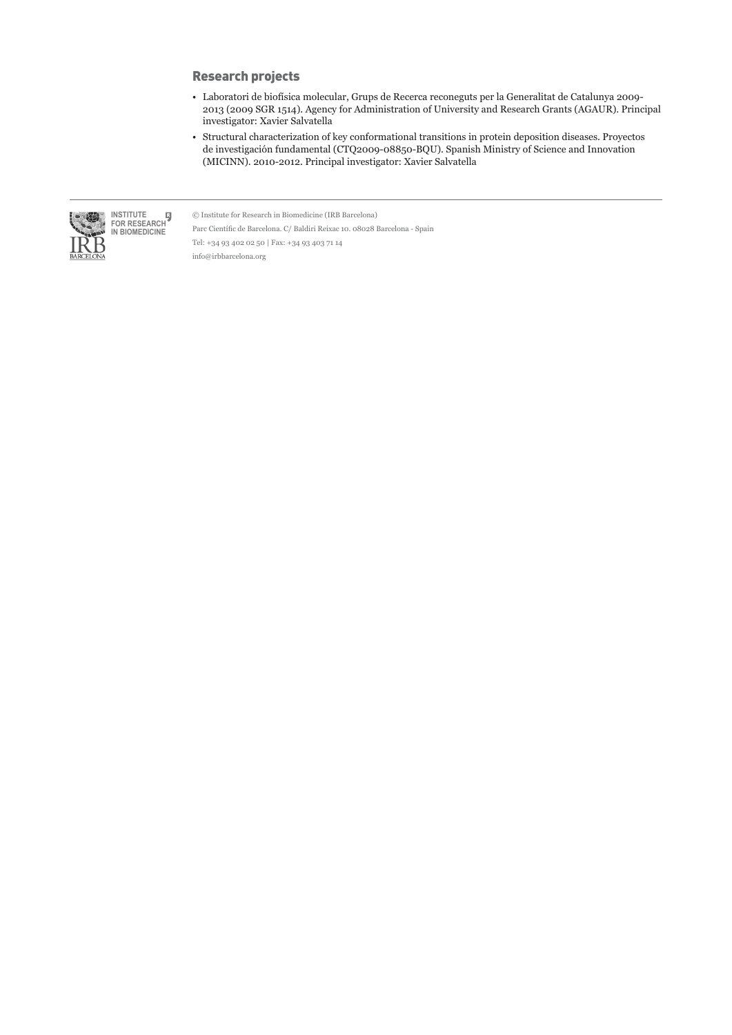## Research projects

- Laboratori de biofísica molecular, Grups de Recerca reconeguts per la Generalitat de Catalunya 2009-2013 (2009 SGR 1514). Agency for Administration of University and Research Grants (AGAUR). Principal investigator: Xavier Salvatella
- Structural characterization of key conformational transitions in protein deposition diseases. Proyectos de investigación fundamental (CTQ2009-08850-BQU). Spanish Ministry of Science and Innovation (MICINN). 2010-2012. Principal investigator: Xavier Salvatella

INSTITUTE FOR RESEARCH IN BIOMEDICINE
IRB BARCELONA

© Institute for Research in Biomedicine (IRB Barcelona)
Parc Científic de Barcelona. C/ Baldiri Reixac 10. 08028 Barcelona - Spain
Tel: +34 93 402 02 50 | Fax: +34 93 403 71 14
info@irbbarcelona.org